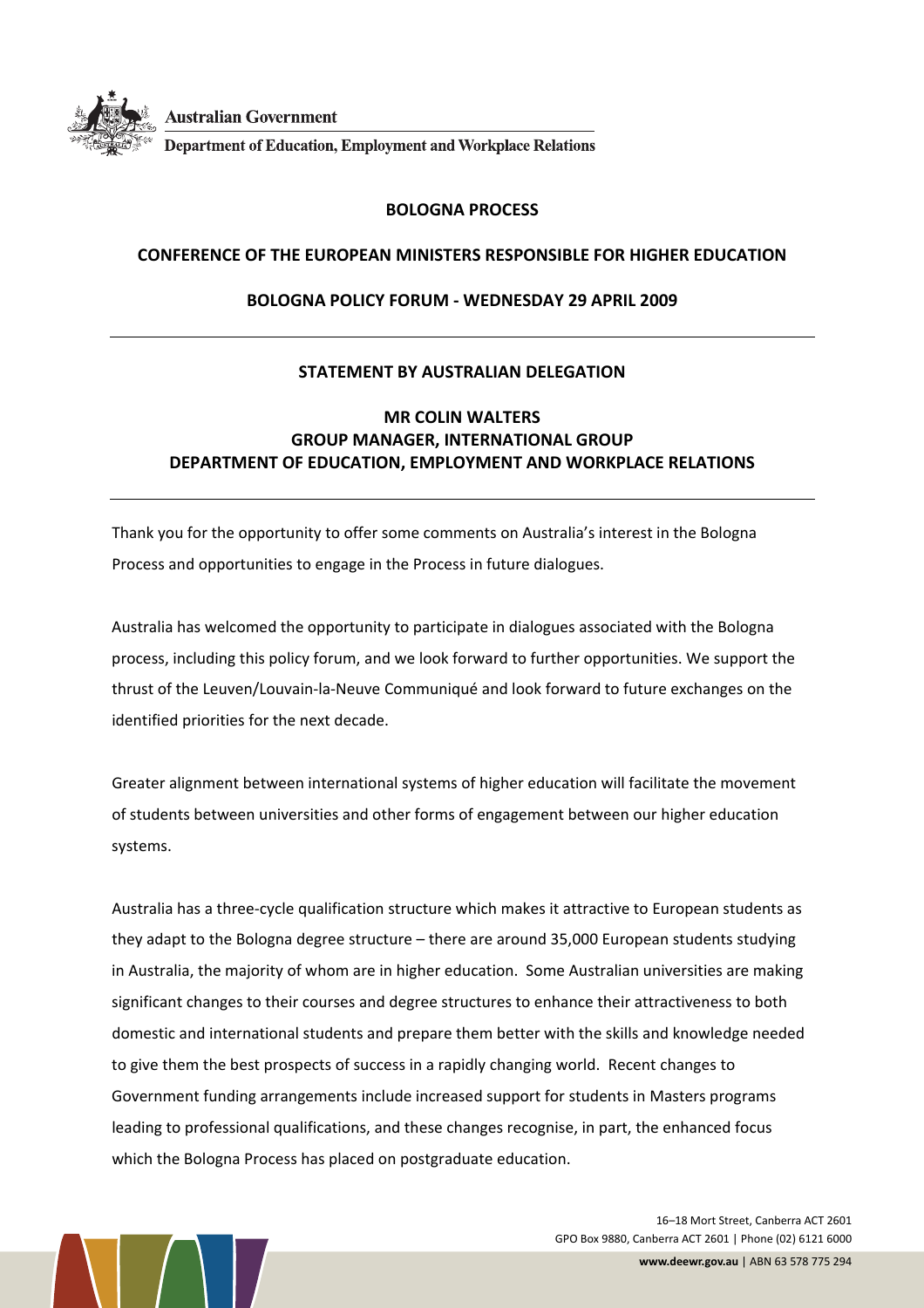Australian Government

Department of Education, Employment and Workplace Relations

# BOLOGNA PROCESS

## CONFERENCE OF THE EUROPEAN MINISTERS RESPONSIBLE FOR HIGHER EDUCATION

## BOLOGNA POLICY FORUM - WEDNESDAY 29 APRIL 2009

---

## STATEMENT BY AUSTRALIAN DELEGATION

**MR COLIN WALTERS**
**GROUP MANAGER, INTERNATIONAL GROUP**
**DEPARTMENT OF EDUCATION, EMPLOYMENT AND WORKPLACE RELATIONS**

---

Thank you for the opportunity to offer some comments on Australia's interest in the Bologna Process and opportunities to engage in the Process in future dialogues.

Australia has welcomed the opportunity to participate in dialogues associated with the Bologna process, including this policy forum, and we look forward to further opportunities. We support the thrust of the Leuven/Louvain-la-Neuve Communiqué and look forward to future exchanges on the identified priorities for the next decade.

Greater alignment between international systems of higher education will facilitate the movement of students between universities and other forms of engagement between our higher education systems.

Australia has a three-cycle qualification structure which makes it attractive to European students as they adapt to the Bologna degree structure – there are around 35,000 European students studying in Australia, the majority of whom are in higher education. Some Australian universities are making significant changes to their courses and degree structures to enhance their attractiveness to both domestic and international students and prepare them better with the skills and knowledge needed to give them the best prospects of success in a rapidly changing world. Recent changes to Government funding arrangements include increased support for students in Masters programs leading to professional qualifications, and these changes recognise, in part, the enhanced focus which the Bologna Process has placed on postgraduate education.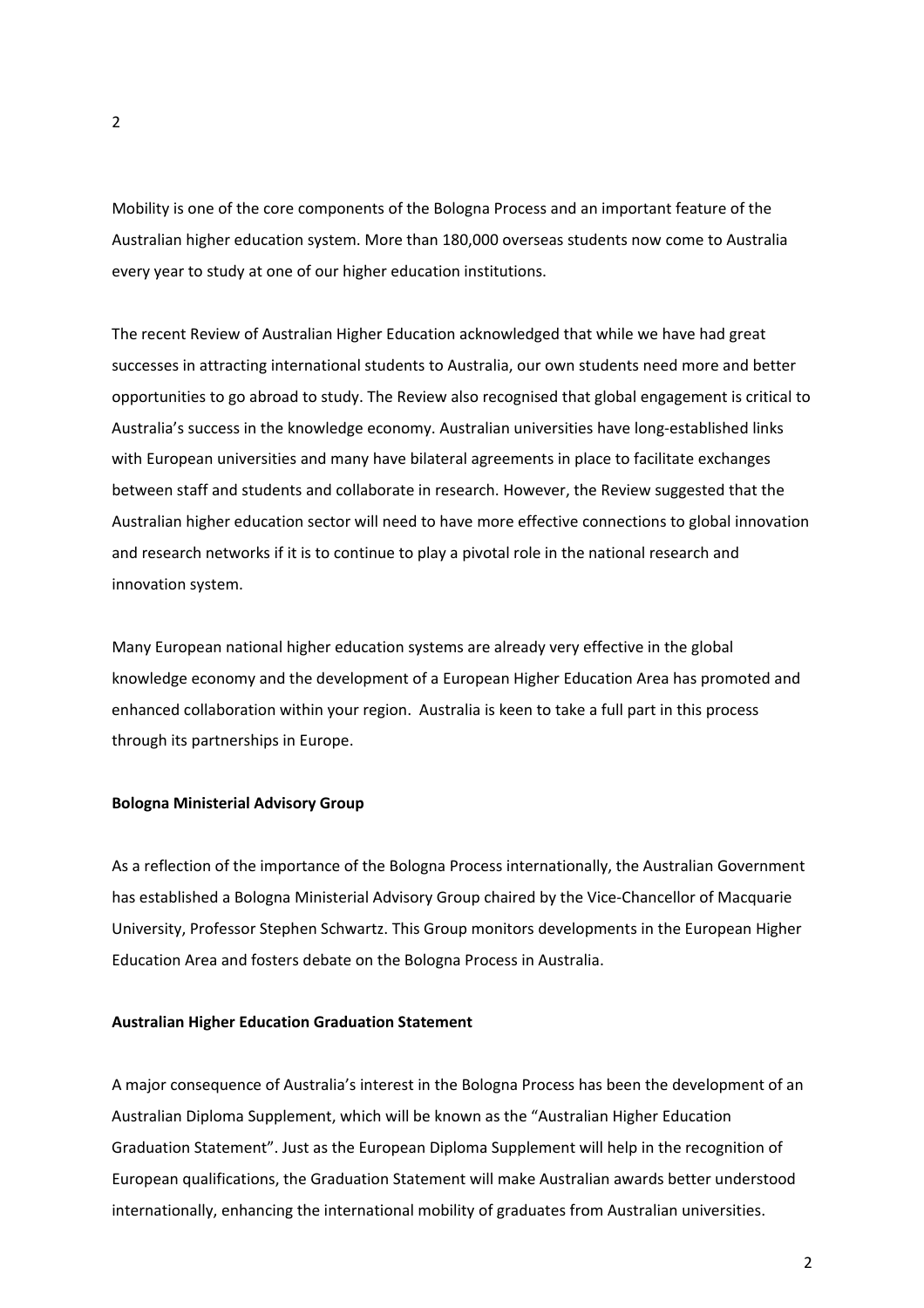Mobility is one of the core components of the Bologna Process and an important feature of the Australian higher education system. More than 180,000 overseas students now come to Australia every year to study at one of our higher education institutions.

The recent Review of Australian Higher Education acknowledged that while we have had great successes in attracting international students to Australia, our own students need more and better opportunities to go abroad to study. The Review also recognised that global engagement is critical to Australia's success in the knowledge economy. Australian universities have long-established links with European universities and many have bilateral agreements in place to facilitate exchanges between staff and students and collaborate in research. However, the Review suggested that the Australian higher education sector will need to have more effective connections to global innovation and research networks if it is to continue to play a pivotal role in the national research and innovation system.

Many European national higher education systems are already very effective in the global knowledge economy and the development of a European Higher Education Area has promoted and enhanced collaboration within your region. Australia is keen to take a full part in this process through its partnerships in Europe.

**Bologna Ministerial Advisory Group**

As a reflection of the importance of the Bologna Process internationally, the Australian Government has established a Bologna Ministerial Advisory Group chaired by the Vice-Chancellor of Macquarie University, Professor Stephen Schwartz. This Group monitors developments in the European Higher Education Area and fosters debate on the Bologna Process in Australia.

**Australian Higher Education Graduation Statement**

A major consequence of Australia's interest in the Bologna Process has been the development of an Australian Diploma Supplement, which will be known as the "Australian Higher Education Graduation Statement". Just as the European Diploma Supplement will help in the recognition of European qualifications, the Graduation Statement will make Australian awards better understood internationally, enhancing the international mobility of graduates from Australian universities.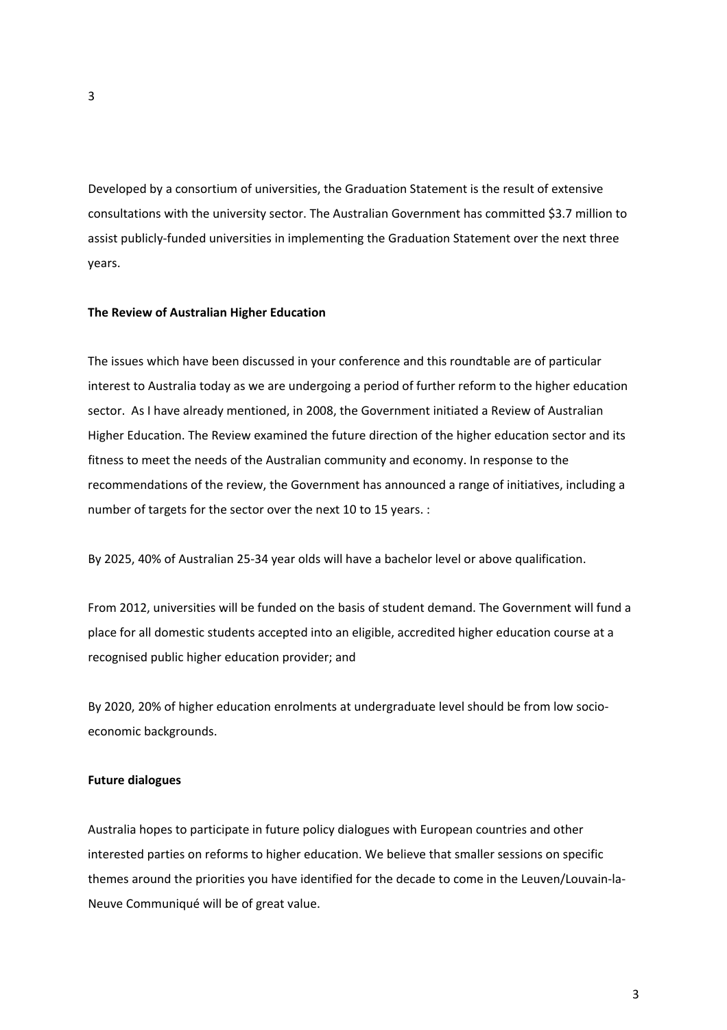Developed by a consortium of universities, the Graduation Statement is the result of extensive consultations with the university sector. The Australian Government has committed $3.7 million to assist publicly-funded universities in implementing the Graduation Statement over the next three years.

**The Review of Australian Higher Education**

The issues which have been discussed in your conference and this roundtable are of particular interest to Australia today as we are undergoing a period of further reform to the higher education sector. As I have already mentioned, in 2008, the Government initiated a Review of Australian Higher Education. The Review examined the future direction of the higher education sector and its fitness to meet the needs of the Australian community and economy. In response to the recommendations of the review, the Government has announced a range of initiatives, including a number of targets for the sector over the next 10 to 15 years. :

By 2025, 40% of Australian 25-34 year olds will have a bachelor level or above qualification.

From 2012, universities will be funded on the basis of student demand. The Government will fund a place for all domestic students accepted into an eligible, accredited higher education course at a recognised public higher education provider; and

By 2020, 20% of higher education enrolments at undergraduate level should be from low socio-economic backgrounds.

**Future dialogues**

Australia hopes to participate in future policy dialogues with European countries and other interested parties on reforms to higher education. We believe that smaller sessions on specific themes around the priorities you have identified for the decade to come in the Leuven/Louvain-la-Neuve Communiqué will be of great value.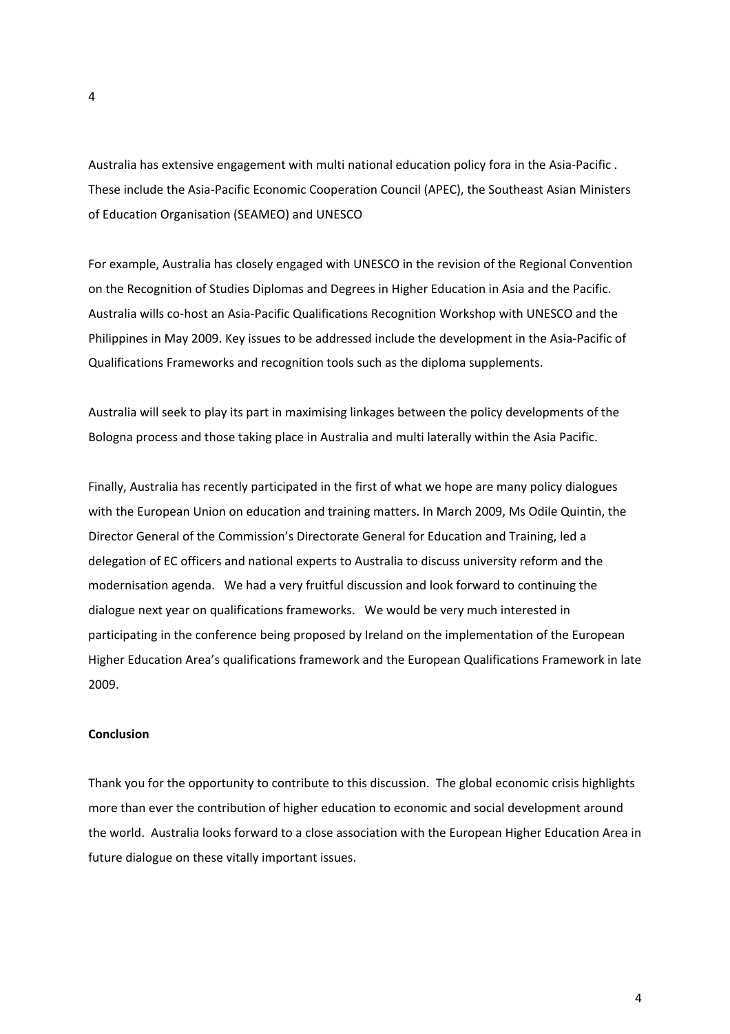Australia has extensive engagement with multi national education policy fora in the Asia-Pacific . These include the Asia-Pacific Economic Cooperation Council (APEC), the Southeast Asian Ministers of Education Organisation (SEAMEO) and UNESCO

For example, Australia has closely engaged with UNESCO in the revision of the Regional Convention on the Recognition of Studies Diplomas and Degrees in Higher Education in Asia and the Pacific. Australia wills co-host an Asia-Pacific Qualifications Recognition Workshop with UNESCO and the Philippines in May 2009. Key issues to be addressed include the development in the Asia-Pacific of Qualifications Frameworks and recognition tools such as the diploma supplements.

Australia will seek to play its part in maximising linkages between the policy developments of the Bologna process and those taking place in Australia and multi laterally within the Asia Pacific.

Finally, Australia has recently participated in the first of what we hope are many policy dialogues with the European Union on education and training matters. In March 2009, Ms Odile Quintin, the Director General of the Commission's Directorate General for Education and Training, led a delegation of EC officers and national experts to Australia to discuss university reform and the modernisation agenda. We had a very fruitful discussion and look forward to continuing the dialogue next year on qualifications frameworks. We would be very much interested in participating in the conference being proposed by Ireland on the implementation of the European Higher Education Area's qualifications framework and the European Qualifications Framework in late 2009.

**Conclusion**

Thank you for the opportunity to contribute to this discussion. The global economic crisis highlights more than ever the contribution of higher education to economic and social development around the world. Australia looks forward to a close association with the European Higher Education Area in future dialogue on these vitally important issues.